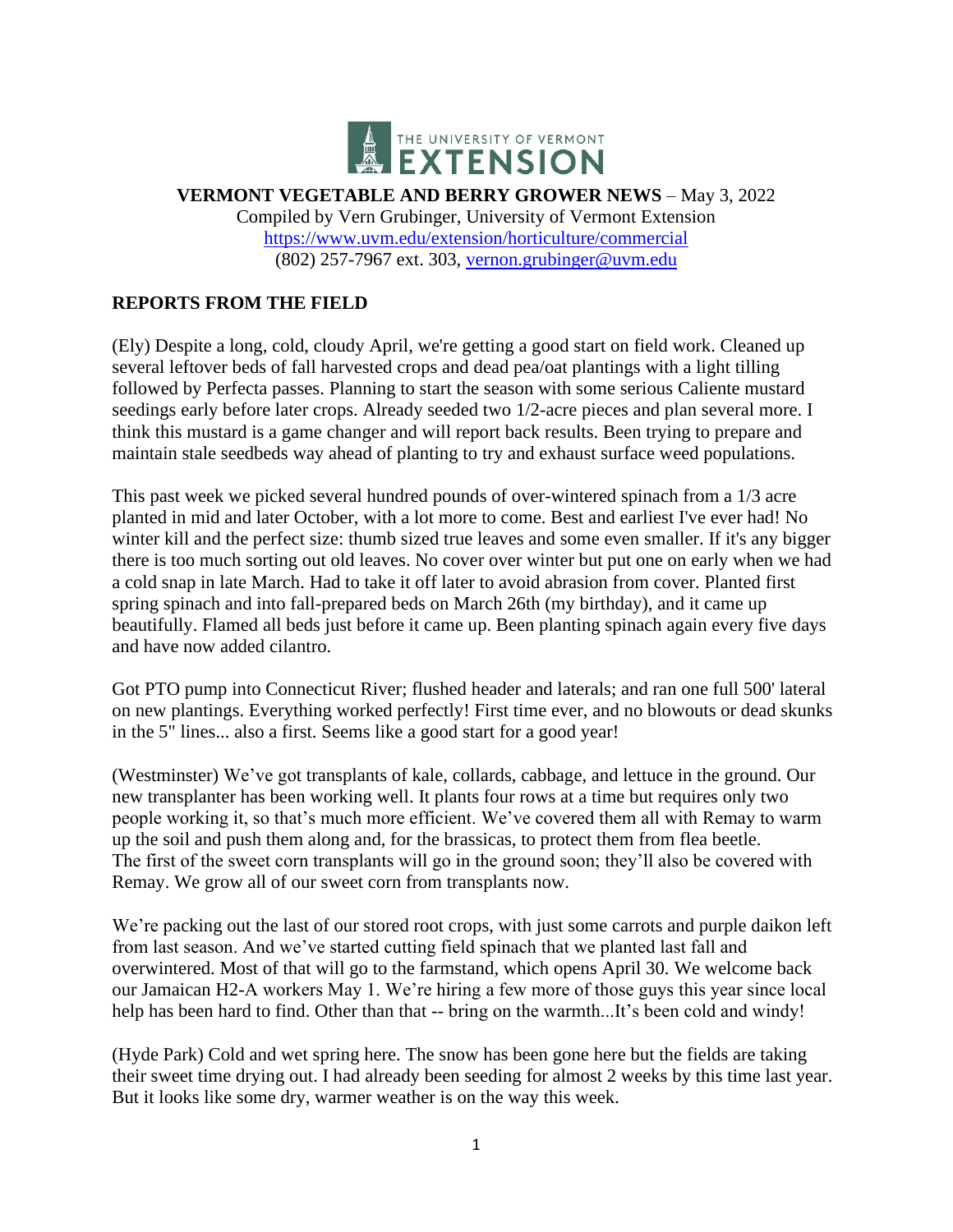THE UNIVERSITY OF VERMONT EXTENSION

**VERMONT VEGETABLE AND BERRY GROWER NEWS** – May 3, 2022

Compiled by Vern Grubinger, University of Vermont Extension
https://www.uvm.edu/extension/horticulture/commercial
(802) 257-7967 ext. 303, vernon.grubinger@uvm.edu

## REPORTS FROM THE FIELD

(Ely) Despite a long, cold, cloudy April, we're getting a good start on field work. Cleaned up several leftover beds of fall harvested crops and dead pea/oat plantings with a light tilling followed by Perfecta passes. Planning to start the season with some serious Caliente mustard seedings early before later crops. Already seeded two 1/2-acre pieces and plan several more. I think this mustard is a game changer and will report back results. Been trying to prepare and maintain stale seedbeds way ahead of planting to try and exhaust surface weed populations.

This past week we picked several hundred pounds of over-wintered spinach from a 1/3 acre planted in mid and later October, with a lot more to come. Best and earliest I've ever had! No winter kill and the perfect size: thumb sized true leaves and some even smaller. If it's any bigger there is too much sorting out old leaves. No cover over winter but put one on early when we had a cold snap in late March. Had to take it off later to avoid abrasion from cover. Planted first spring spinach and into fall-prepared beds on March 26th (my birthday), and it came up beautifully. Flamed all beds just before it came up. Been planting spinach again every five days and have now added cilantro.

Got PTO pump into Connecticut River; flushed header and laterals; and ran one full 500' lateral on new plantings. Everything worked perfectly! First time ever, and no blowouts or dead skunks in the 5" lines... also a first. Seems like a good start for a good year!

(Westminster) We've got transplants of kale, collards, cabbage, and lettuce in the ground. Our new transplanter has been working well. It plants four rows at a time but requires only two people working it, so that's much more efficient. We've covered them all with Remay to warm up the soil and push them along and, for the brassicas, to protect them from flea beetle. The first of the sweet corn transplants will go in the ground soon; they'll also be covered with Remay. We grow all of our sweet corn from transplants now.

We're packing out the last of our stored root crops, with just some carrots and purple daikon left from last season. And we've started cutting field spinach that we planted last fall and overwintered. Most of that will go to the farmstand, which opens April 30. We welcome back our Jamaican H2-A workers May 1. We're hiring a few more of those guys this year since local help has been hard to find. Other than that -- bring on the warmth...It's been cold and windy!

(Hyde Park) Cold and wet spring here. The snow has been gone here but the fields are taking their sweet time drying out. I had already been seeding for almost 2 weeks by this time last year. But it looks like some dry, warmer weather is on the way this week.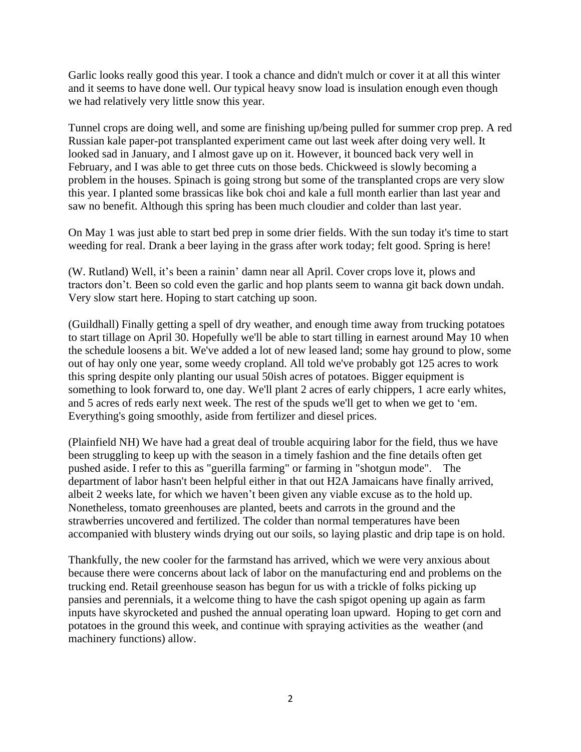Garlic looks really good this year. I took a chance and didn't mulch or cover it at all this winter and it seems to have done well. Our typical heavy snow load is insulation enough even though we had relatively very little snow this year.

Tunnel crops are doing well, and some are finishing up/being pulled for summer crop prep. A red Russian kale paper-pot transplanted experiment came out last week after doing very well. It looked sad in January, and I almost gave up on it. However, it bounced back very well in February, and I was able to get three cuts on those beds. Chickweed is slowly becoming a problem in the houses. Spinach is going strong but some of the transplanted crops are very slow this year. I planted some brassicas like bok choi and kale a full month earlier than last year and saw no benefit. Although this spring has been much cloudier and colder than last year.

On May 1 was just able to start bed prep in some drier fields. With the sun today it's time to start weeding for real. Drank a beer laying in the grass after work today; felt good. Spring is here!

(W. Rutland) Well, it's been a rainin' damn near all April. Cover crops love it, plows and tractors don't. Been so cold even the garlic and hop plants seem to wanna git back down undah. Very slow start here. Hoping to start catching up soon.

(Guildhall) Finally getting a spell of dry weather, and enough time away from trucking potatoes to start tillage on April 30. Hopefully we'll be able to start tilling in earnest around May 10 when the schedule loosens a bit. We've added a lot of new leased land; some hay ground to plow, some out of hay only one year, some weedy cropland. All told we've probably got 125 acres to work this spring despite only planting our usual 50ish acres of potatoes. Bigger equipment is something to look forward to, one day. We'll plant 2 acres of early chippers, 1 acre early whites, and 5 acres of reds early next week. The rest of the spuds we'll get to when we get to 'em. Everything's going smoothly, aside from fertilizer and diesel prices.

(Plainfield NH) We have had a great deal of trouble acquiring labor for the field, thus we have been struggling to keep up with the season in a timely fashion and the fine details often get pushed aside. I refer to this as "guerilla farming" or farming in "shotgun mode". The department of labor hasn't been helpful either in that out H2A Jamaicans have finally arrived, albeit 2 weeks late, for which we haven't been given any viable excuse as to the hold up. Nonetheless, tomato greenhouses are planted, beets and carrots in the ground and the strawberries uncovered and fertilized. The colder than normal temperatures have been accompanied with blustery winds drying out our soils, so laying plastic and drip tape is on hold.

Thankfully, the new cooler for the farmstand has arrived, which we were very anxious about because there were concerns about lack of labor on the manufacturing end and problems on the trucking end. Retail greenhouse season has begun for us with a trickle of folks picking up pansies and perennials, it a welcome thing to have the cash spigot opening up again as farm inputs have skyrocketed and pushed the annual operating loan upward. Hoping to get corn and potatoes in the ground this week, and continue with spraying activities as the weather (and machinery functions) allow.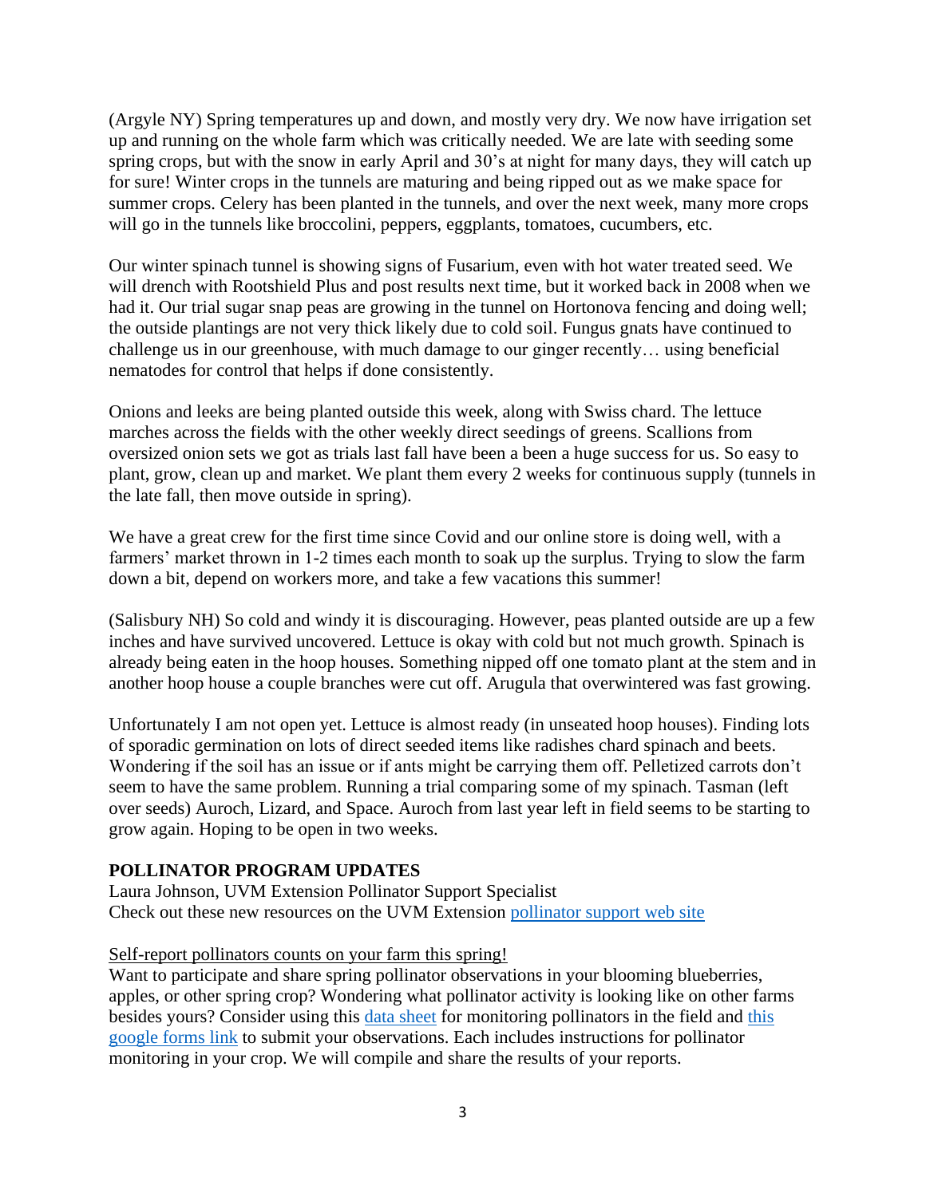(Argyle NY) Spring temperatures up and down, and mostly very dry. We now have irrigation set up and running on the whole farm which was critically needed. We are late with seeding some spring crops, but with the snow in early April and 30's at night for many days, they will catch up for sure! Winter crops in the tunnels are maturing and being ripped out as we make space for summer crops. Celery has been planted in the tunnels, and over the next week, many more crops will go in the tunnels like broccolini, peppers, eggplants, tomatoes, cucumbers, etc.

Our winter spinach tunnel is showing signs of Fusarium, even with hot water treated seed. We will drench with Rootshield Plus and post results next time, but it worked back in 2008 when we had it. Our trial sugar snap peas are growing in the tunnel on Hortonova fencing and doing well; the outside plantings are not very thick likely due to cold soil. Fungus gnats have continued to challenge us in our greenhouse, with much damage to our ginger recently… using beneficial nematodes for control that helps if done consistently.

Onions and leeks are being planted outside this week, along with Swiss chard. The lettuce marches across the fields with the other weekly direct seedings of greens. Scallions from oversized onion sets we got as trials last fall have been a been a huge success for us. So easy to plant, grow, clean up and market. We plant them every 2 weeks for continuous supply (tunnels in the late fall, then move outside in spring).

We have a great crew for the first time since Covid and our online store is doing well, with a farmers' market thrown in 1-2 times each month to soak up the surplus. Trying to slow the farm down a bit, depend on workers more, and take a few vacations this summer!

(Salisbury NH) So cold and windy it is discouraging. However, peas planted outside are up a few inches and have survived uncovered. Lettuce is okay with cold but not much growth. Spinach is already being eaten in the hoop houses. Something nipped off one tomato plant at the stem and in another hoop house a couple branches were cut off. Arugula that overwintered was fast growing.

Unfortunately I am not open yet. Lettuce is almost ready (in unseated hoop houses). Finding lots of sporadic germination on lots of direct seeded items like radishes chard spinach and beets. Wondering if the soil has an issue or if ants might be carrying them off. Pelletized carrots don't seem to have the same problem. Running a trial comparing some of my spinach. Tasman (left over seeds) Auroch, Lizard, and Space. Auroch from last year left in field seems to be starting to grow again. Hoping to be open in two weeks.

## POLLINATOR PROGRAM UPDATES

Laura Johnson, UVM Extension Pollinator Support Specialist
Check out these new resources on the UVM Extension pollinator support web site

Self-report pollinators counts on your farm this spring!

Want to participate and share spring pollinator observations in your blooming blueberries, apples, or other spring crop? Wondering what pollinator activity is looking like on other farms besides yours? Consider using this data sheet for monitoring pollinators in the field and this google forms link to submit your observations. Each includes instructions for pollinator monitoring in your crop. We will compile and share the results of your reports.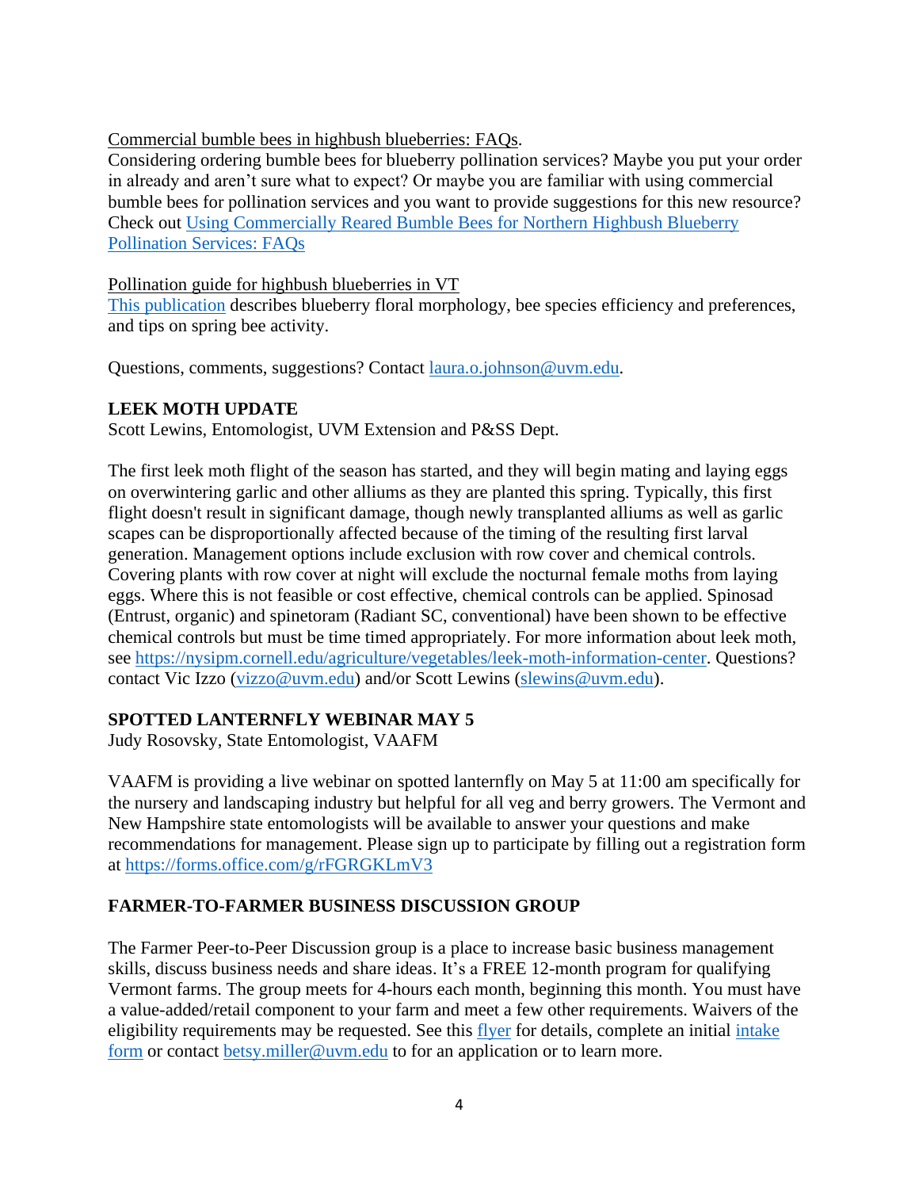Commercial bumble bees in highbush blueberries: FAQs.

Considering ordering bumble bees for blueberry pollination services? Maybe you put your order in already and aren't sure what to expect? Or maybe you are familiar with using commercial bumble bees for pollination services and you want to provide suggestions for this new resource? Check out Using Commercially Reared Bumble Bees for Northern Highbush Blueberry Pollination Services: FAQs

Pollination guide for highbush blueberries in VT

This publication describes blueberry floral morphology, bee species efficiency and preferences, and tips on spring bee activity.

Questions, comments, suggestions? Contact laura.o.johnson@uvm.edu.

## LEEK MOTH UPDATE

Scott Lewins, Entomologist, UVM Extension and P&SS Dept.

The first leek moth flight of the season has started, and they will begin mating and laying eggs on overwintering garlic and other alliums as they are planted this spring. Typically, this first flight doesn't result in significant damage, though newly transplanted alliums as well as garlic scapes can be disproportionally affected because of the timing of the resulting first larval generation. Management options include exclusion with row cover and chemical controls. Covering plants with row cover at night will exclude the nocturnal female moths from laying eggs. Where this is not feasible or cost effective, chemical controls can be applied. Spinosad (Entrust, organic) and spinetoram (Radiant SC, conventional) have been shown to be effective chemical controls but must be time timed appropriately. For more information about leek moth, see https://nysipm.cornell.edu/agriculture/vegetables/leek-moth-information-center. Questions? contact Vic Izzo (vizzo@uvm.edu) and/or Scott Lewins (slewins@uvm.edu).

## SPOTTED LANTERNFLY WEBINAR MAY 5

Judy Rosovsky, State Entomologist, VAAFM

VAAFM is providing a live webinar on spotted lanternfly on May 5 at 11:00 am specifically for the nursery and landscaping industry but helpful for all veg and berry growers. The Vermont and New Hampshire state entomologists will be available to answer your questions and make recommendations for management. Please sign up to participate by filling out a registration form at https://forms.office.com/g/rFGRGKLmV3

## FARMER-TO-FARMER BUSINESS DISCUSSION GROUP

The Farmer Peer-to-Peer Discussion group is a place to increase basic business management skills, discuss business needs and share ideas. It's a FREE 12-month program for qualifying Vermont farms. The group meets for 4-hours each month, beginning this month. You must have a value-added/retail component to your farm and meet a few other requirements. Waivers of the eligibility requirements may be requested. See this flyer for details, complete an initial intake form or contact betsy.miller@uvm.edu to for an application or to learn more.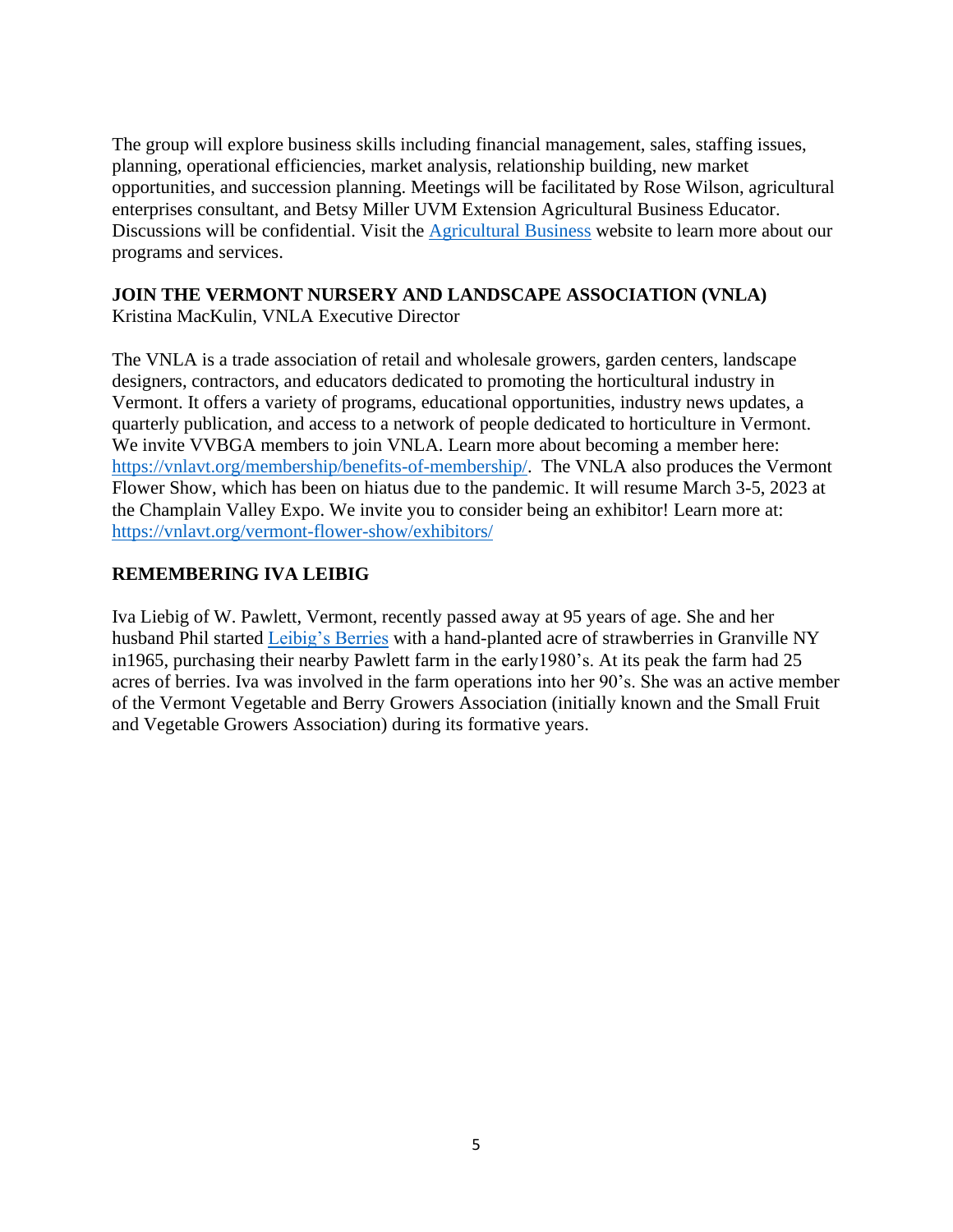The group will explore business skills including financial management, sales, staffing issues, planning, operational efficiencies, market analysis, relationship building, new market opportunities, and succession planning. Meetings will be facilitated by Rose Wilson, agricultural enterprises consultant, and Betsy Miller UVM Extension Agricultural Business Educator. Discussions will be confidential. Visit the [Agricultural Business]() website to learn more about our programs and services.

## JOIN THE VERMONT NURSERY AND LANDSCAPE ASSOCIATION (VNLA)

Kristina MacKulin, VNLA Executive Director

The VNLA is a trade association of retail and wholesale growers, garden centers, landscape designers, contractors, and educators dedicated to promoting the horticultural industry in Vermont. It offers a variety of programs, educational opportunities, industry news updates, a quarterly publication, and access to a network of people dedicated to horticulture in Vermont. We invite VVBGA members to join VNLA. Learn more about becoming a member here: https://vnlavt.org/membership/benefits-of-membership/. The VNLA also produces the Vermont Flower Show, which has been on hiatus due to the pandemic. It will resume March 3-5, 2023 at the Champlain Valley Expo. We invite you to consider being an exhibitor! Learn more at: https://vnlavt.org/vermont-flower-show/exhibitors/

## REMEMBERING IVA LEIBIG

Iva Liebig of W. Pawlett, Vermont, recently passed away at 95 years of age. She and her husband Phil started [Leibig's Berries]() with a hand-planted acre of strawberries in Granville NY in1965, purchasing their nearby Pawlett farm in the early1980's. At its peak the farm had 25 acres of berries. Iva was involved in the farm operations into her 90's. She was an active member of the Vermont Vegetable and Berry Growers Association (initially known and the Small Fruit and Vegetable Growers Association) during its formative years.